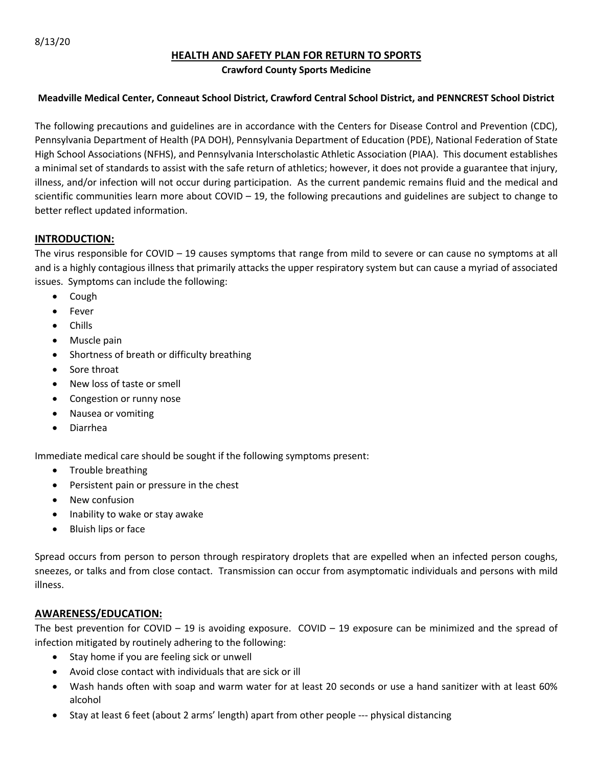8/13/20

# HEALTH AND SAFETY PLAN FOR RETURN TO SPORTS

**Crawford County Sports Medicine**

**Meadville Medical Center, Conneaut School District, Crawford Central School District, and PENNCREST School District**

The following precautions and guidelines are in accordance with the Centers for Disease Control and Prevention (CDC), Pennsylvania Department of Health (PA DOH), Pennsylvania Department of Education (PDE), National Federation of State High School Associations (NFHS), and Pennsylvania Interscholastic Athletic Association (PIAA). This document establishes a minimal set of standards to assist with the safe return of athletics; however, it does not provide a guarantee that injury, illness, and/or infection will not occur during participation. As the current pandemic remains fluid and the medical and scientific communities learn more about COVID – 19, the following precautions and guidelines are subject to change to better reflect updated information.

## INTRODUCTION:

The virus responsible for COVID – 19 causes symptoms that range from mild to severe or can cause no symptoms at all and is a highly contagious illness that primarily attacks the upper respiratory system but can cause a myriad of associated issues. Symptoms can include the following:

- Cough
- Fever
- Chills
- Muscle pain
- Shortness of breath or difficulty breathing
- Sore throat
- New loss of taste or smell
- Congestion or runny nose
- Nausea or vomiting
- Diarrhea

Immediate medical care should be sought if the following symptoms present:

- Trouble breathing
- Persistent pain or pressure in the chest
- New confusion
- Inability to wake or stay awake
- Bluish lips or face

Spread occurs from person to person through respiratory droplets that are expelled when an infected person coughs, sneezes, or talks and from close contact. Transmission can occur from asymptomatic individuals and persons with mild illness.

## AWARENESS/EDUCATION:

The best prevention for COVID – 19 is avoiding exposure. COVID – 19 exposure can be minimized and the spread of infection mitigated by routinely adhering to the following:

- Stay home if you are feeling sick or unwell
- Avoid close contact with individuals that are sick or ill
- Wash hands often with soap and warm water for at least 20 seconds or use a hand sanitizer with at least 60% alcohol
- Stay at least 6 feet (about 2 arms' length) apart from other people --- physical distancing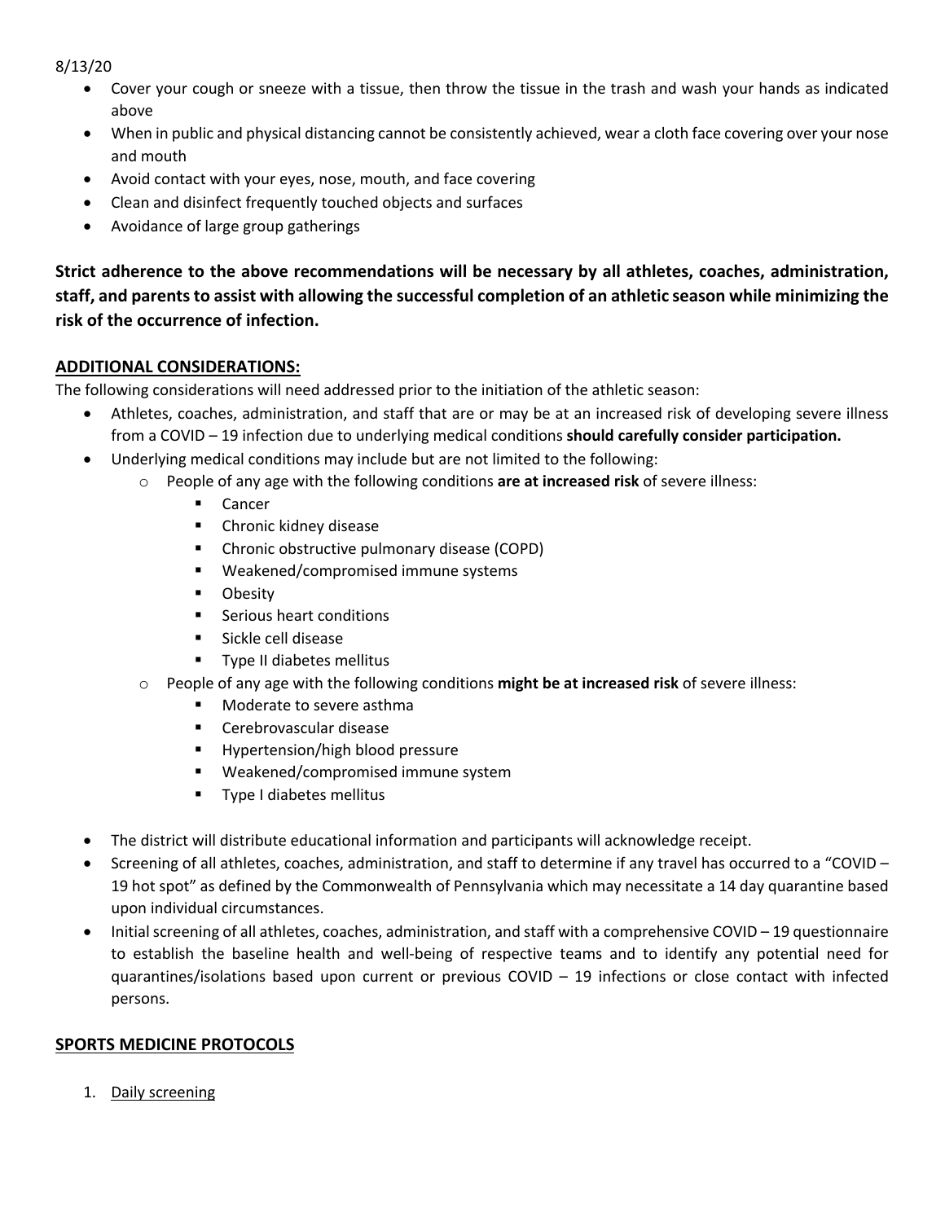8/13/20

- Cover your cough or sneeze with a tissue, then throw the tissue in the trash and wash your hands as indicated above
- When in public and physical distancing cannot be consistently achieved, wear a cloth face covering over your nose and mouth
- Avoid contact with your eyes, nose, mouth, and face covering
- Clean and disinfect frequently touched objects and surfaces
- Avoidance of large group gatherings

**Strict adherence to the above recommendations will be necessary by all athletes, coaches, administration, staff, and parents to assist with allowing the successful completion of an athletic season while minimizing the risk of the occurrence of infection.**

## ADDITIONAL CONSIDERATIONS:

The following considerations will need addressed prior to the initiation of the athletic season:

- Athletes, coaches, administration, and staff that are or may be at an increased risk of developing severe illness from a COVID – 19 infection due to underlying medical conditions **should carefully consider participation.**
- Underlying medical conditions may include but are not limited to the following:
  - People of any age with the following conditions **are at increased risk** of severe illness:
    - Cancer
    - Chronic kidney disease
    - Chronic obstructive pulmonary disease (COPD)
    - Weakened/compromised immune systems
    - Obesity
    - Serious heart conditions
    - Sickle cell disease
    - Type II diabetes mellitus
  - People of any age with the following conditions **might be at increased risk** of severe illness:
    - Moderate to severe asthma
    - Cerebrovascular disease
    - Hypertension/high blood pressure
    - Weakened/compromised immune system
    - Type I diabetes mellitus
- The district will distribute educational information and participants will acknowledge receipt.
- Screening of all athletes, coaches, administration, and staff to determine if any travel has occurred to a "COVID – 19 hot spot" as defined by the Commonwealth of Pennsylvania which may necessitate a 14 day quarantine based upon individual circumstances.
- Initial screening of all athletes, coaches, administration, and staff with a comprehensive COVID – 19 questionnaire to establish the baseline health and well-being of respective teams and to identify any potential need for quarantines/isolations based upon current or previous COVID – 19 infections or close contact with infected persons.

## SPORTS MEDICINE PROTOCOLS

1. Daily screening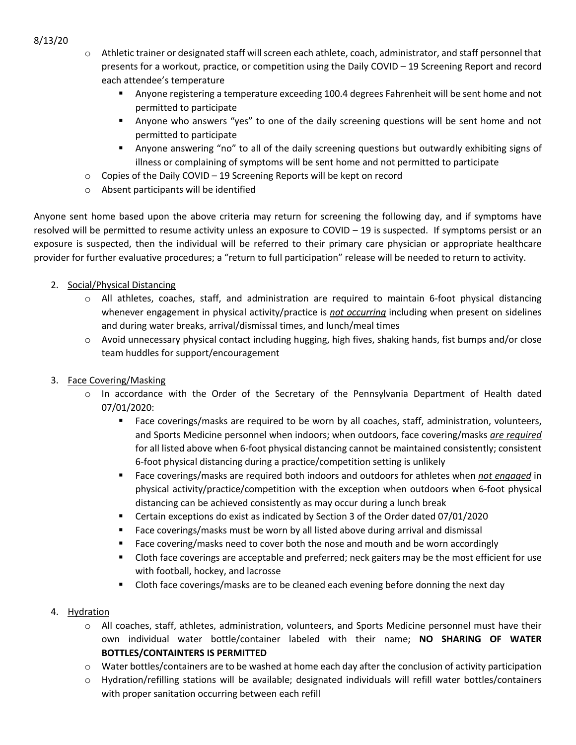- Athletic trainer or designated staff will screen each athlete, coach, administrator, and staff personnel that presents for a workout, practice, or competition using the Daily COVID – 19 Screening Report and record each attendee's temperature
    - Anyone registering a temperature exceeding 100.4 degrees Fahrenheit will be sent home and not permitted to participate
    - Anyone who answers "yes" to one of the daily screening questions will be sent home and not permitted to participate
    - Anyone answering "no" to all of the daily screening questions but outwardly exhibiting signs of illness or complaining of symptoms will be sent home and not permitted to participate
- Copies of the Daily COVID – 19 Screening Reports will be kept on record
- Absent participants will be identified

Anyone sent home based upon the above criteria may return for screening the following day, and if symptoms have resolved will be permitted to resume activity unless an exposure to COVID – 19 is suspected. If symptoms persist or an exposure is suspected, then the individual will be referred to their primary care physician or appropriate healthcare provider for further evaluative procedures; a "return to full participation" release will be needed to return to activity.

2. Social/Physical Distancing
    - All athletes, coaches, staff, and administration are required to maintain 6-foot physical distancing whenever engagement in physical activity/practice is ***not occurring*** including when present on sidelines and during water breaks, arrival/dismissal times, and lunch/meal times
    - Avoid unnecessary physical contact including hugging, high fives, shaking hands, fist bumps and/or close team huddles for support/encouragement

3. Face Covering/Masking
    - In accordance with the Order of the Secretary of the Pennsylvania Department of Health dated 07/01/2020:
        - Face coverings/masks are required to be worn by all coaches, staff, administration, volunteers, and Sports Medicine personnel when indoors; when outdoors, face covering/masks ***are required*** for all listed above when 6-foot physical distancing cannot be maintained consistently; consistent 6-foot physical distancing during a practice/competition setting is unlikely
        - Face coverings/masks are required both indoors and outdoors for athletes when ***not engaged*** in physical activity/practice/competition with the exception when outdoors when 6-foot physical distancing can be achieved consistently as may occur during a lunch break
        - Certain exceptions do exist as indicated by Section 3 of the Order dated 07/01/2020
        - Face coverings/masks must be worn by all listed above during arrival and dismissal
        - Face covering/masks need to cover both the nose and mouth and be worn accordingly
        - Cloth face coverings are acceptable and preferred; neck gaiters may be the most efficient for use with football, hockey, and lacrosse
        - Cloth face coverings/masks are to be cleaned each evening before donning the next day

4. Hydration
    - All coaches, staff, athletes, administration, volunteers, and Sports Medicine personnel must have their own individual water bottle/container labeled with their name; **NO SHARING OF WATER BOTTLES/CONTAINTERS IS PERMITTED**
    - Water bottles/containers are to be washed at home each day after the conclusion of activity participation
    - Hydration/refilling stations will be available; designated individuals will refill water bottles/containers with proper sanitation occurring between each refill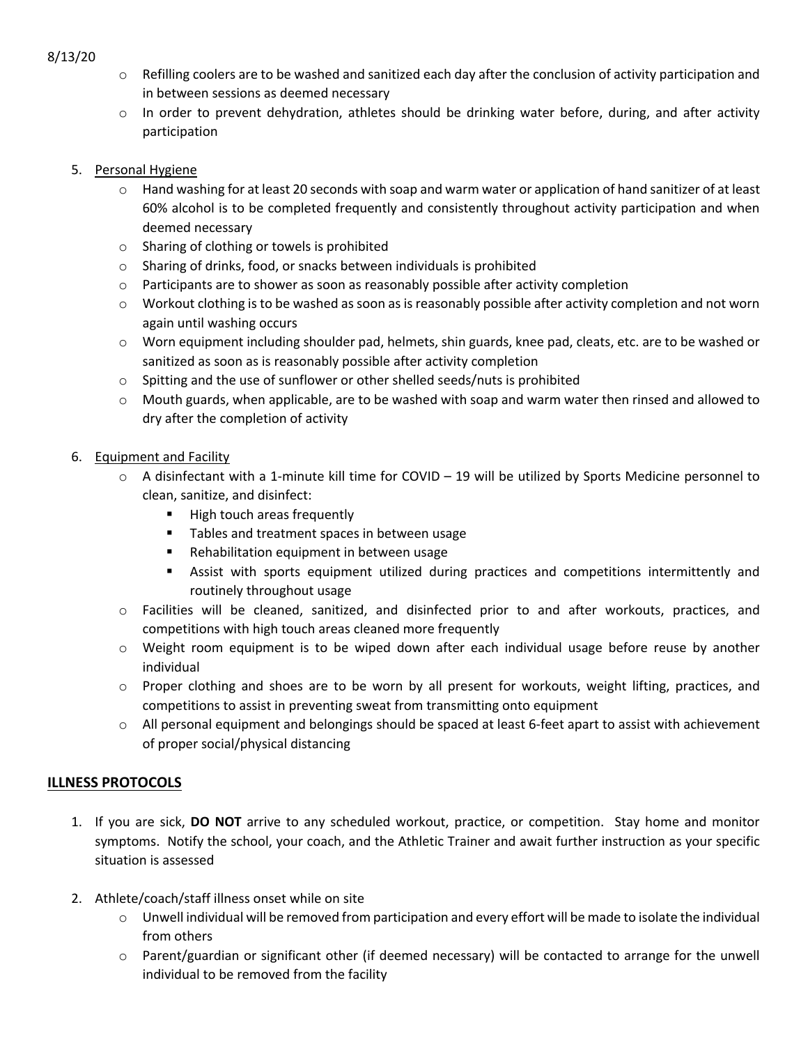- Refilling coolers are to be washed and sanitized each day after the conclusion of activity participation and in between sessions as deemed necessary
- In order to prevent dehydration, athletes should be drinking water before, during, and after activity participation

5. Personal Hygiene
   - Hand washing for at least 20 seconds with soap and warm water or application of hand sanitizer of at least 60% alcohol is to be completed frequently and consistently throughout activity participation and when deemed necessary
   - Sharing of clothing or towels is prohibited
   - Sharing of drinks, food, or snacks between individuals is prohibited
   - Participants are to shower as soon as reasonably possible after activity completion
   - Workout clothing is to be washed as soon as is reasonably possible after activity completion and not worn again until washing occurs
   - Worn equipment including shoulder pad, helmets, shin guards, knee pad, cleats, etc. are to be washed or sanitized as soon as is reasonably possible after activity completion
   - Spitting and the use of sunflower or other shelled seeds/nuts is prohibited
   - Mouth guards, when applicable, are to be washed with soap and warm water then rinsed and allowed to dry after the completion of activity

6. Equipment and Facility
   - A disinfectant with a 1-minute kill time for COVID – 19 will be utilized by Sports Medicine personnel to clean, sanitize, and disinfect:
     - High touch areas frequently
     - Tables and treatment spaces in between usage
     - Rehabilitation equipment in between usage
     - Assist with sports equipment utilized during practices and competitions intermittently and routinely throughout usage
   - Facilities will be cleaned, sanitized, and disinfected prior to and after workouts, practices, and competitions with high touch areas cleaned more frequently
   - Weight room equipment is to be wiped down after each individual usage before reuse by another individual
   - Proper clothing and shoes are to be worn by all present for workouts, weight lifting, practices, and competitions to assist in preventing sweat from transmitting onto equipment
   - All personal equipment and belongings should be spaced at least 6-feet apart to assist with achievement of proper social/physical distancing

## ILLNESS PROTOCOLS

1. If you are sick, **DO NOT** arrive to any scheduled workout, practice, or competition. Stay home and monitor symptoms. Notify the school, your coach, and the Athletic Trainer and await further instruction as your specific situation is assessed

2. Athlete/coach/staff illness onset while on site
   - Unwell individual will be removed from participation and every effort will be made to isolate the individual from others
   - Parent/guardian or significant other (if deemed necessary) will be contacted to arrange for the unwell individual to be removed from the facility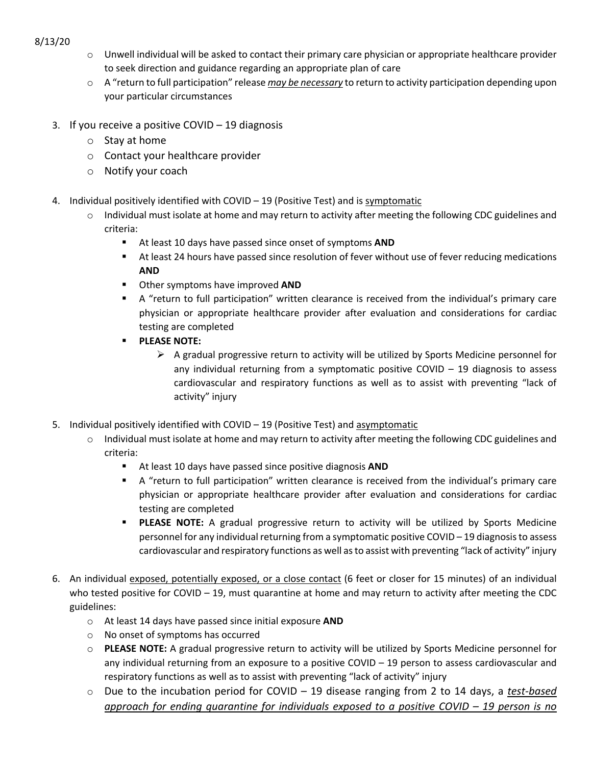- Unwell individual will be asked to contact their primary care physician or appropriate healthcare provider to seek direction and guidance regarding an appropriate plan of care
- A "return to full participation" release ***may be necessary*** to return to activity participation depending upon your particular circumstances

3. If you receive a positive COVID – 19 diagnosis
   - Stay at home
   - Contact your healthcare provider
   - Notify your coach

4. Individual positively identified with COVID – 19 (Positive Test) and is <u>symptomatic</u>
   - Individual must isolate at home and may return to activity after meeting the following CDC guidelines and criteria:
     - At least 10 days have passed since onset of symptoms **AND**
     - At least 24 hours have passed since resolution of fever without use of fever reducing medications **AND**
     - Other symptoms have improved **AND**
     - A "return to full participation" written clearance is received from the individual's primary care physician or appropriate healthcare provider after evaluation and considerations for cardiac testing are completed
     - **PLEASE NOTE:**
       - A gradual progressive return to activity will be utilized by Sports Medicine personnel for any individual returning from a symptomatic positive COVID – 19 diagnosis to assess cardiovascular and respiratory functions as well as to assist with preventing "lack of activity" injury

5. Individual positively identified with COVID – 19 (Positive Test) and <u>asymptomatic</u>
   - Individual must isolate at home and may return to activity after meeting the following CDC guidelines and criteria:
     - At least 10 days have passed since positive diagnosis **AND**
     - A "return to full participation" written clearance is received from the individual's primary care physician or appropriate healthcare provider after evaluation and considerations for cardiac testing are completed
     - **PLEASE NOTE:** A gradual progressive return to activity will be utilized by Sports Medicine personnel for any individual returning from a symptomatic positive COVID – 19 diagnosis to assess cardiovascular and respiratory functions as well as to assist with preventing "lack of activity" injury

6. An individual <u>exposed, potentially exposed, or a close contact</u> (6 feet or closer for 15 minutes) of an individual who tested positive for COVID – 19, must quarantine at home and may return to activity after meeting the CDC guidelines:
   - At least 14 days have passed since initial exposure **AND**
   - No onset of symptoms has occurred
   - **PLEASE NOTE:** A gradual progressive return to activity will be utilized by Sports Medicine personnel for any individual returning from an exposure to a positive COVID – 19 person to assess cardiovascular and respiratory functions as well as to assist with preventing "lack of activity" injury
   - Due to the incubation period for COVID – 19 disease ranging from 2 to 14 days, a <u>*test-based approach for ending quarantine for individuals exposed to a positive COVID – 19 person is no*</u>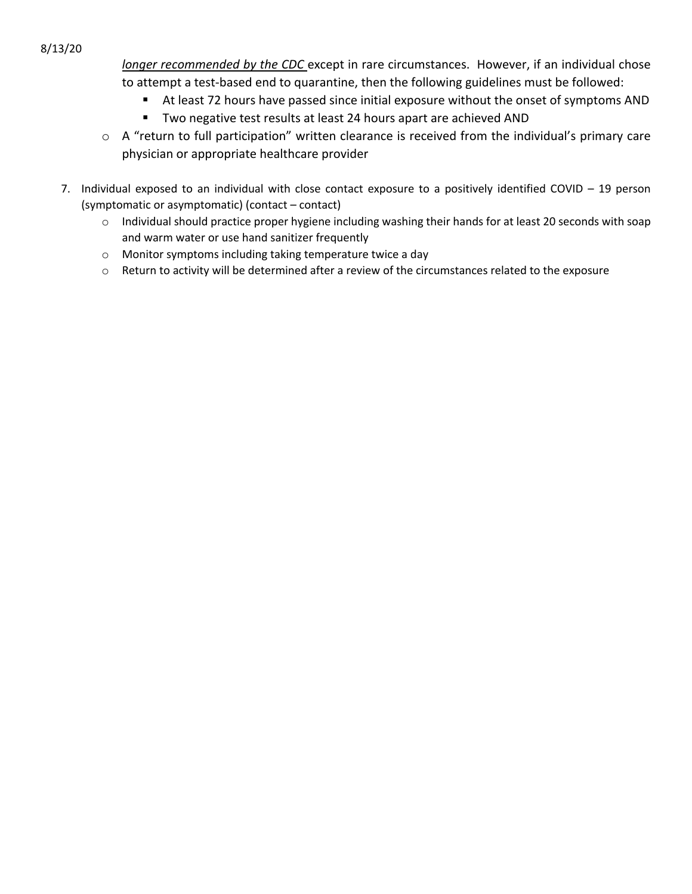*longer recommended by the CDC* except in rare circumstances. However, if an individual chose to attempt a test-based end to quarantine, then the following guidelines must be followed:
    - At least 72 hours have passed since initial exposure without the onset of symptoms AND
    - Two negative test results at least 24 hours apart are achieved AND
  - A "return to full participation" written clearance is received from the individual's primary care physician or appropriate healthcare provider

7. Individual exposed to an individual with close contact exposure to a positively identified COVID – 19 person (symptomatic or asymptomatic) (contact – contact)
    - Individual should practice proper hygiene including washing their hands for at least 20 seconds with soap and warm water or use hand sanitizer frequently
    - Monitor symptoms including taking temperature twice a day
    - Return to activity will be determined after a review of the circumstances related to the exposure